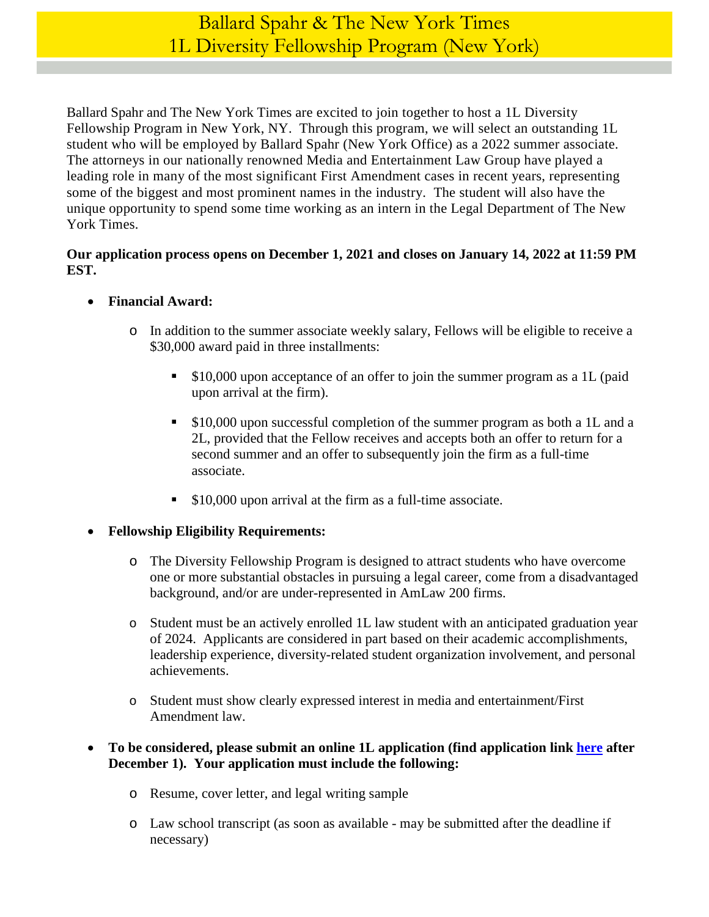# Ballard Spahr & The New York Times
# 1L Diversity Fellowship Program (New York)

Ballard Spahr and The New York Times are excited to join together to host a 1L Diversity Fellowship Program in New York, NY. Through this program, we will select an outstanding 1L student who will be employed by Ballard Spahr (New York Office) as a 2022 summer associate. The attorneys in our nationally renowned Media and Entertainment Law Group have played a leading role in many of the most significant First Amendment cases in recent years, representing some of the biggest and most prominent names in the industry. The student will also have the unique opportunity to spend some time working as an intern in the Legal Department of The New York Times.

**Our application process opens on December 1, 2021 and closes on January 14, 2022 at 11:59 PM EST.**

- **Financial Award:**
  - In addition to the summer associate weekly salary, Fellows will be eligible to receive a $30,000 award paid in three installments:
    - $10,000 upon acceptance of an offer to join the summer program as a 1L (paid upon arrival at the firm).
    - $10,000 upon successful completion of the summer program as both a 1L and a 2L, provided that the Fellow receives and accepts both an offer to return for a second summer and an offer to subsequently join the firm as a full-time associate.
    - $10,000 upon arrival at the firm as a full-time associate.
- **Fellowship Eligibility Requirements:**
  - The Diversity Fellowship Program is designed to attract students who have overcome one or more substantial obstacles in pursuing a legal career, come from a disadvantaged background, and/or are under-represented in AmLaw 200 firms.
  - Student must be an actively enrolled 1L law student with an anticipated graduation year of 2024. Applicants are considered in part based on their academic accomplishments, leadership experience, diversity-related student organization involvement, and personal achievements.
  - Student must show clearly expressed interest in media and entertainment/First Amendment law.
- **To be considered, please submit an online 1L application (find application link here after December 1). Your application must include the following:**
  - Resume, cover letter, and legal writing sample
  - Law school transcript (as soon as available - may be submitted after the deadline if necessary)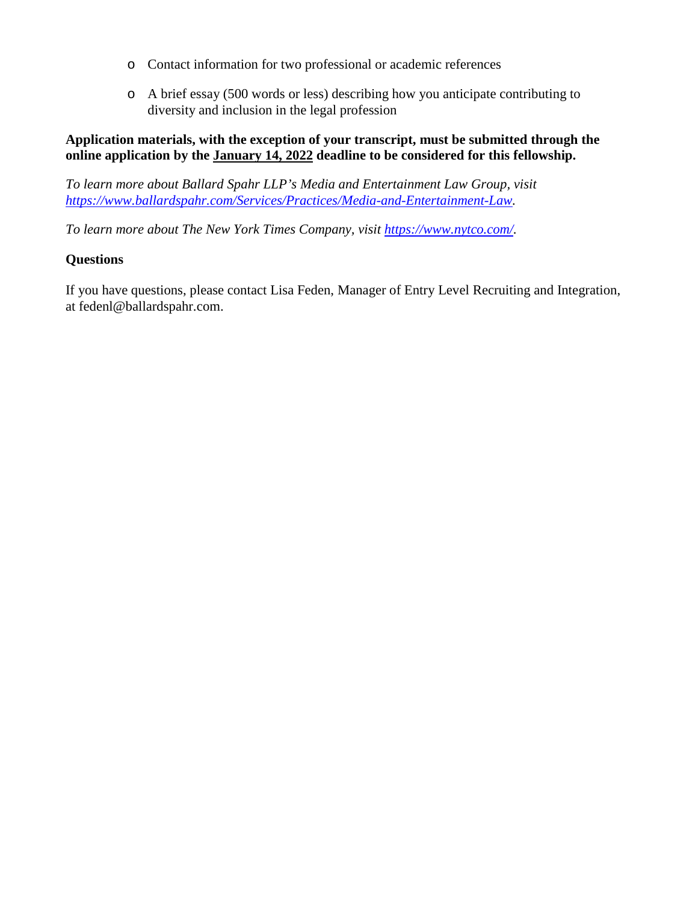- Contact information for two professional or academic references
- A brief essay (500 words or less) describing how you anticipate contributing to diversity and inclusion in the legal profession

**Application materials, with the exception of your transcript, must be submitted through the online application by the January 14, 2022 deadline to be considered for this fellowship.**

*To learn more about Ballard Spahr LLP's Media and Entertainment Law Group, visit [https://www.ballardspahr.com/Services/Practices/Media-and-Entertainment-Law](https://www.ballardspahr.com/Services/Practices/Media-and-Entertainment-Law).*

*To learn more about The New York Times Company, visit [https://www.nytco.com/](https://www.nytco.com/).*

**Questions**

If you have questions, please contact Lisa Feden, Manager of Entry Level Recruiting and Integration, at fedenl@ballardspahr.com.